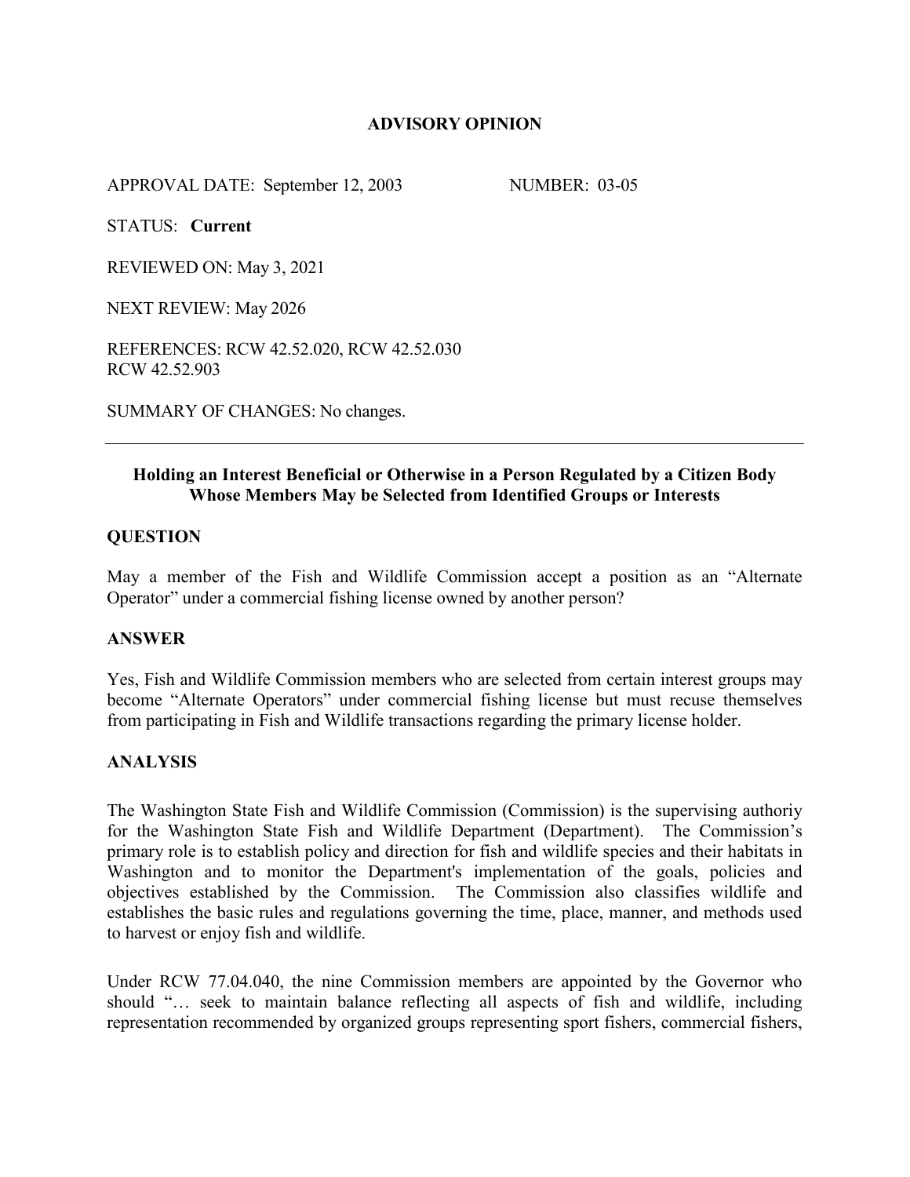**ADVISORY OPINION**

APPROVAL DATE: September 12, 2003 NUMBER: 03-05

STATUS: **Current**

REVIEWED ON: May 3, 2021

NEXT REVIEW: May 2026

REFERENCES: RCW 42.52.020, RCW 42.52.030
RCW 42.52.903

SUMMARY OF CHANGES: No changes.

---

**Holding an Interest Beneficial or Otherwise in a Person Regulated by a Citizen Body Whose Members May be Selected from Identified Groups or Interests**

## QUESTION

May a member of the Fish and Wildlife Commission accept a position as an "Alternate Operator" under a commercial fishing license owned by another person?

## ANSWER

Yes, Fish and Wildlife Commission members who are selected from certain interest groups may become "Alternate Operators" under commercial fishing license but must recuse themselves from participating in Fish and Wildlife transactions regarding the primary license holder.

## ANALYSIS

The Washington State Fish and Wildlife Commission (Commission) is the supervising authoriy for the Washington State Fish and Wildlife Department (Department). The Commission's primary role is to establish policy and direction for fish and wildlife species and their habitats in Washington and to monitor the Department's implementation of the goals, policies and objectives established by the Commission. The Commission also classifies wildlife and establishes the basic rules and regulations governing the time, place, manner, and methods used to harvest or enjoy fish and wildlife.

Under RCW 77.04.040, the nine Commission members are appointed by the Governor who should "… seek to maintain balance reflecting all aspects of fish and wildlife, including representation recommended by organized groups representing sport fishers, commercial fishers,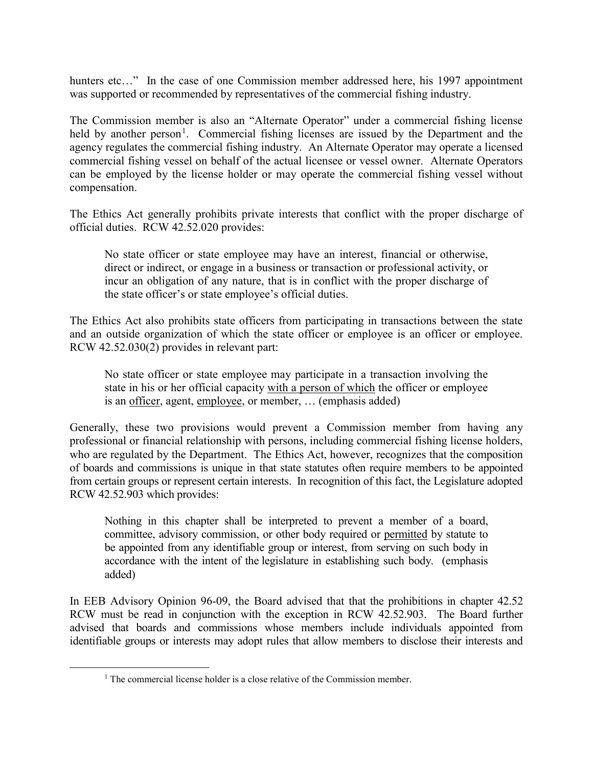hunters etc…" In the case of one Commission member addressed here, his 1997 appointment was supported or recommended by representatives of the commercial fishing industry.

The Commission member is also an "Alternate Operator" under a commercial fishing license held by another person[1]. Commercial fishing licenses are issued by the Department and the agency regulates the commercial fishing industry. An Alternate Operator may operate a licensed commercial fishing vessel on behalf of the actual licensee or vessel owner. Alternate Operators can be employed by the license holder or may operate the commercial fishing vessel without compensation.

The Ethics Act generally prohibits private interests that conflict with the proper discharge of official duties. RCW 42.52.020 provides:

> No state officer or state employee may have an interest, financial or otherwise, direct or indirect, or engage in a business or transaction or professional activity, or incur an obligation of any nature, that is in conflict with the proper discharge of the state officer's or state employee's official duties.

The Ethics Act also prohibits state officers from participating in transactions between the state and an outside organization of which the state officer or employee is an officer or employee. RCW 42.52.030(2) provides in relevant part:

> No state officer or state employee may participate in a transaction involving the state in his or her official capacity <u>with a person of which</u> the officer or employee is an <u>officer</u>, agent, <u>employee</u>, or member, … (emphasis added)

Generally, these two provisions would prevent a Commission member from having any professional or financial relationship with persons, including commercial fishing license holders, who are regulated by the Department. The Ethics Act, however, recognizes that the composition of boards and commissions is unique in that state statutes often require members to be appointed from certain groups or represent certain interests. In recognition of this fact, the Legislature adopted RCW 42.52.903 which provides:

> Nothing in this chapter shall be interpreted to prevent a member of a board, committee, advisory commission, or other body required or <u>permitted</u> by statute to be appointed from any identifiable group or interest, from serving on such body in accordance with the intent of the legislature in establishing such body. (emphasis added)

In EEB Advisory Opinion 96-09, the Board advised that that the prohibitions in chapter 42.52 RCW must be read in conjunction with the exception in RCW 42.52.903. The Board further advised that boards and commissions whose members include individuals appointed from identifiable groups or interests may adopt rules that allow members to disclose their interests and

[1] The commercial license holder is a close relative of the Commission member.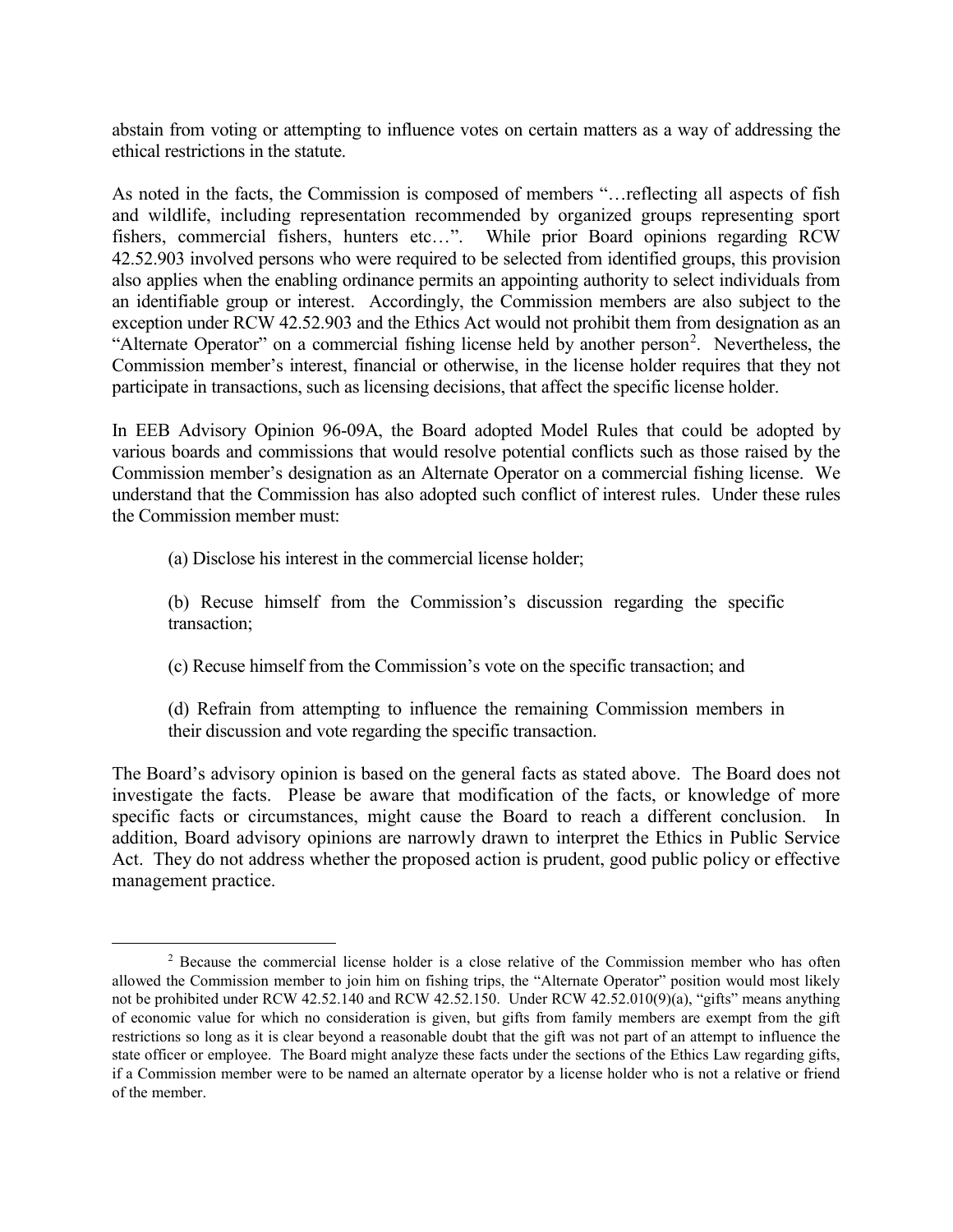abstain from voting or attempting to influence votes on certain matters as a way of addressing the ethical restrictions in the statute.

As noted in the facts, the Commission is composed of members "…reflecting all aspects of fish and wildlife, including representation recommended by organized groups representing sport fishers, commercial fishers, hunters etc…". While prior Board opinions regarding RCW 42.52.903 involved persons who were required to be selected from identified groups, this provision also applies when the enabling ordinance permits an appointing authority to select individuals from an identifiable group or interest. Accordingly, the Commission members are also subject to the exception under RCW 42.52.903 and the Ethics Act would not prohibit them from designation as an "Alternate Operator" on a commercial fishing license held by another person[2]. Nevertheless, the Commission member's interest, financial or otherwise, in the license holder requires that they not participate in transactions, such as licensing decisions, that affect the specific license holder.

In EEB Advisory Opinion 96-09A, the Board adopted Model Rules that could be adopted by various boards and commissions that would resolve potential conflicts such as those raised by the Commission member's designation as an Alternate Operator on a commercial fishing license. We understand that the Commission has also adopted such conflict of interest rules. Under these rules the Commission member must:

(a) Disclose his interest in the commercial license holder;

(b) Recuse himself from the Commission's discussion regarding the specific transaction;

(c) Recuse himself from the Commission's vote on the specific transaction; and

(d) Refrain from attempting to influence the remaining Commission members in their discussion and vote regarding the specific transaction.

The Board's advisory opinion is based on the general facts as stated above. The Board does not investigate the facts. Please be aware that modification of the facts, or knowledge of more specific facts or circumstances, might cause the Board to reach a different conclusion. In addition, Board advisory opinions are narrowly drawn to interpret the Ethics in Public Service Act. They do not address whether the proposed action is prudent, good public policy or effective management practice.

[2] Because the commercial license holder is a close relative of the Commission member who has often allowed the Commission member to join him on fishing trips, the "Alternate Operator" position would most likely not be prohibited under RCW 42.52.140 and RCW 42.52.150. Under RCW 42.52.010(9)(a), "gifts" means anything of economic value for which no consideration is given, but gifts from family members are exempt from the gift restrictions so long as it is clear beyond a reasonable doubt that the gift was not part of an attempt to influence the state officer or employee. The Board might analyze these facts under the sections of the Ethics Law regarding gifts, if a Commission member were to be named an alternate operator by a license holder who is not a relative or friend of the member.